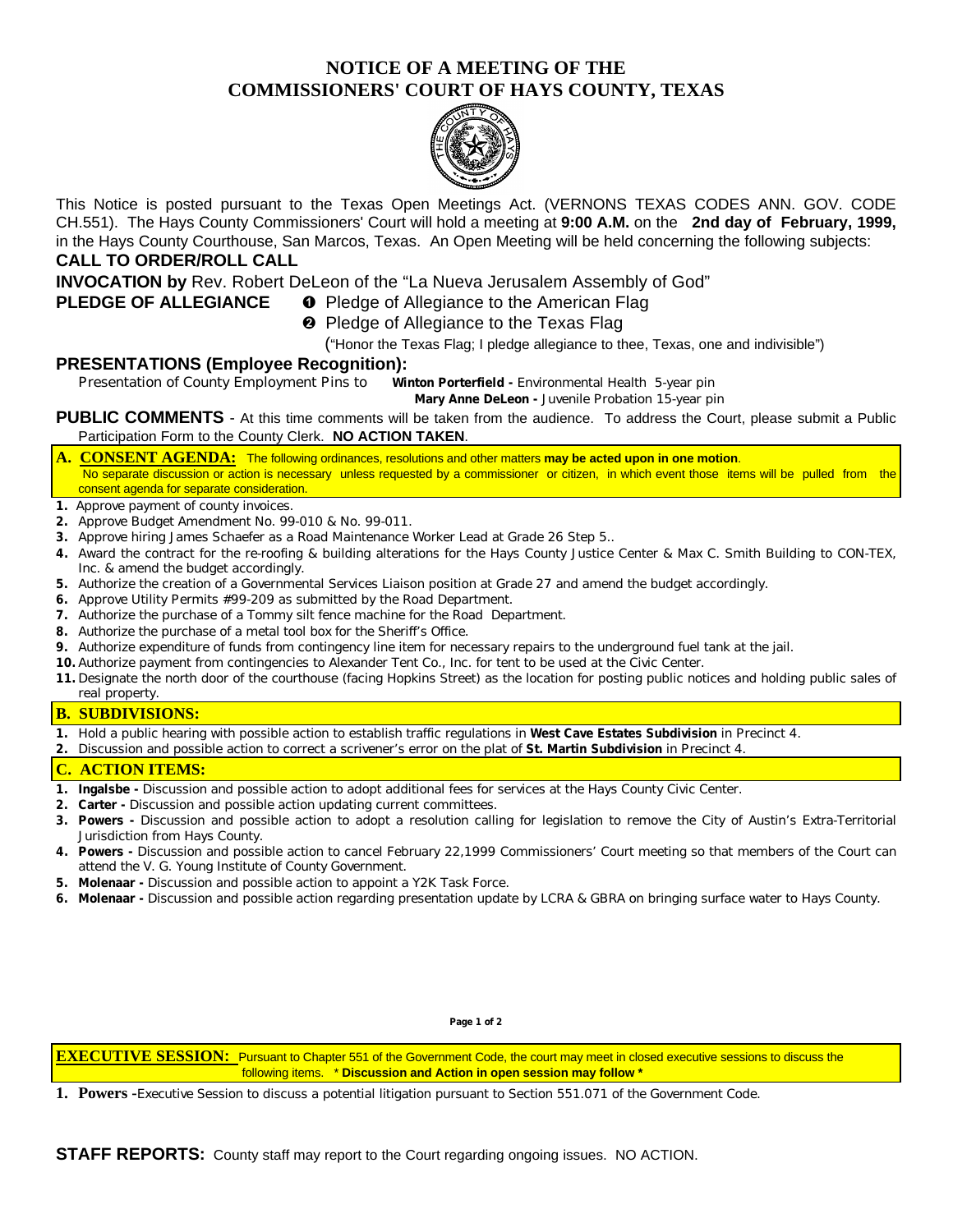# NOTICE OF A MEETING OF THE COMMISSIONERS' COURT OF HAYS COUNTY, TEXAS

This Notice is posted pursuant to the Texas Open Meetings Act. (VERNONS TEXAS CODES ANN. GOV. CODE CH.551). The Hays County Commissioners' Court will hold a meeting at **9:00 A.M.** on the **2nd day of February, 1999,** in the Hays County Courthouse, San Marcos, Texas. An Open Meeting will be held concerning the following subjects:

**CALL TO ORDER/ROLL CALL**

**INVOCATION by** Rev. Robert DeLeon of the "La Nueva Jerusalem Assembly of God"

**PLEDGE OF ALLEGIANCE**

- ❶ Pledge of Allegiance to the American Flag
- ❷ Pledge of Allegiance to the Texas Flag
  ("Honor the Texas Flag; I pledge allegiance to thee, Texas, one and indivisible")

**PRESENTATIONS (Employee Recognition):**

Presentation of County Employment Pins to **Winton Porterfield -** Environmental Health 5-year pin
**Mary Anne DeLeon -** Juvenile Probation 15-year pin

**PUBLIC COMMENTS** - At this time comments will be taken from the audience. To address the Court, please submit a Public Participation Form to the County Clerk. **NO ACTION TAKEN**.

## A. CONSENT AGENDA:

The following ordinances, resolutions and other matters **may be acted upon in one motion**. No separate discussion or action is necessary unless requested by a commissioner or citizen, in which event those items will be pulled from the consent agenda for separate consideration.

1. Approve payment of county invoices.
2. Approve Budget Amendment No. 99-010 & No. 99-011.
3. Approve hiring James Schaefer as a Road Maintenance Worker Lead at Grade 26 Step 5..
4. Award the contract for the re-roofing & building alterations for the Hays County Justice Center & Max C. Smith Building to CON-TEX, Inc. & amend the budget accordingly.
5. Authorize the creation of a Governmental Services Liaison position at Grade 27 and amend the budget accordingly.
6. Approve Utility Permits #99-209 as submitted by the Road Department.
7. Authorize the purchase of a Tommy silt fence machine for the Road Department.
8. Authorize the purchase of a metal tool box for the Sheriff's Office.
9. Authorize expenditure of funds from contingency line item for necessary repairs to the underground fuel tank at the jail.
10. Authorize payment from contingencies to Alexander Tent Co., Inc. for tent to be used at the Civic Center.
11. Designate the north door of the courthouse (facing Hopkins Street) as the location for posting public notices and holding public sales of real property.

## B. SUBDIVISIONS:

1. Hold a public hearing with possible action to establish traffic regulations in **West Cave Estates Subdivision** in Precinct 4.
2. Discussion and possible action to correct a scrivener's error on the plat of **St. Martin Subdivision** in Precinct 4.

## C. ACTION ITEMS:

1. **Ingalsbe -** Discussion and possible action to adopt additional fees for services at the Hays County Civic Center.
2. **Carter -** Discussion and possible action updating current committees.
3. **Powers -** Discussion and possible action to adopt a resolution calling for legislation to remove the City of Austin's Extra-Territorial Jurisdiction from Hays County.
4. **Powers -** Discussion and possible action to cancel February 22,1999 Commissioners' Court meeting so that members of the Court can attend the V. G. Young Institute of County Government.
5. **Molenaar -** Discussion and possible action to appoint a Y2K Task Force.
6. **Molenaar -** Discussion and possible action regarding presentation update by LCRA & GBRA on bringing surface water to Hays County.

## EXECUTIVE SESSION:

Pursuant to Chapter 551 of the Government Code, the court may meet in closed executive sessions to discuss the following items. * **Discussion and Action in open session may follow** *

1. **Powers -** Executive Session to discuss a potential litigation pursuant to Section 551.071 of the Government Code.

**STAFF REPORTS:** County staff may report to the Court regarding ongoing issues. NO ACTION.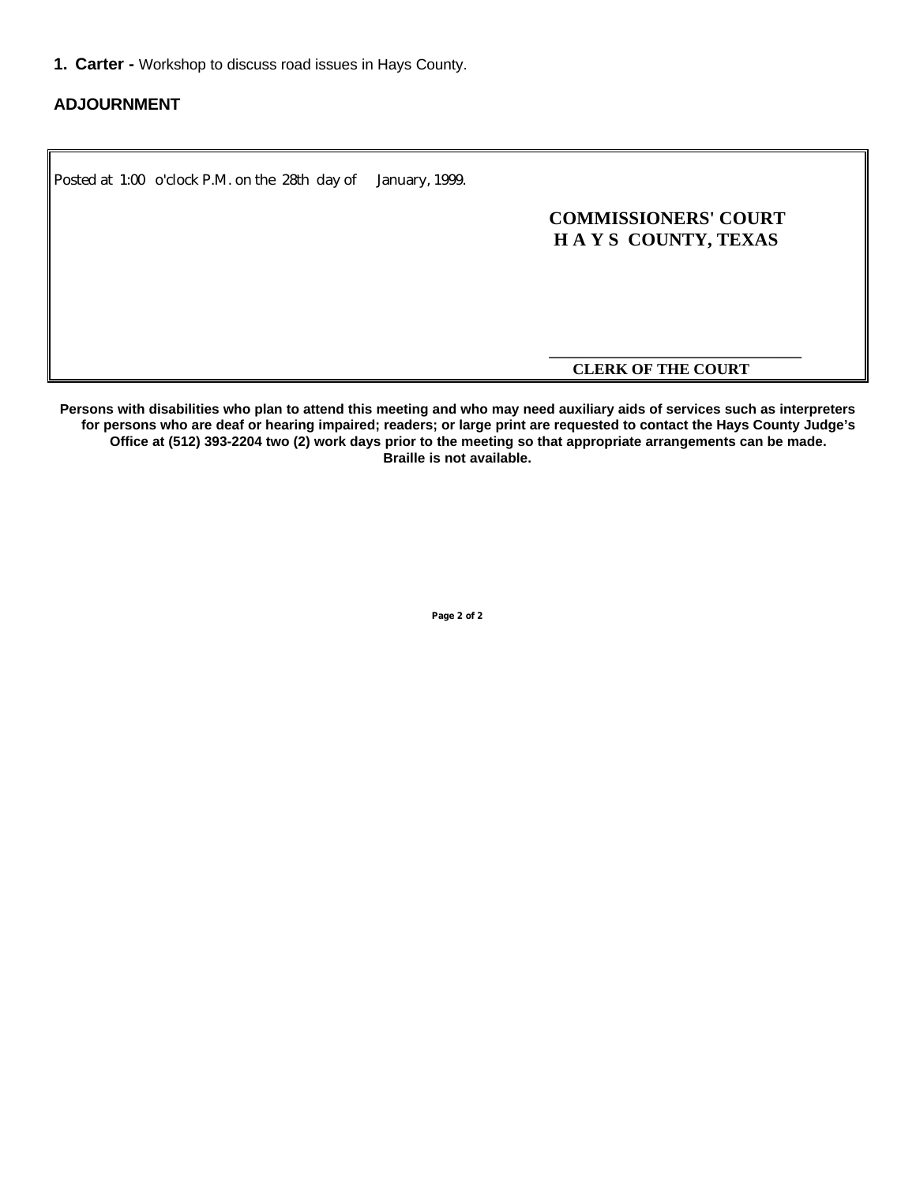**1. Carter -** Workshop to discuss road issues in Hays County.

**ADJOURNMENT**

Posted at 1:00 o'clock P.M. on the 28th day of January, 1999.

**COMMISSIONERS' COURT**
**H A Y S COUNTY, TEXAS**

______________________________
**CLERK OF THE COURT**

**Persons with disabilities who plan to attend this meeting and who may need auxiliary aids of services such as interpreters for persons who are deaf or hearing impaired; readers; or large print are requested to contact the Hays County Judge's Office at (512) 393-2204 two (2) work days prior to the meeting so that appropriate arrangements can be made. Braille is not available.**